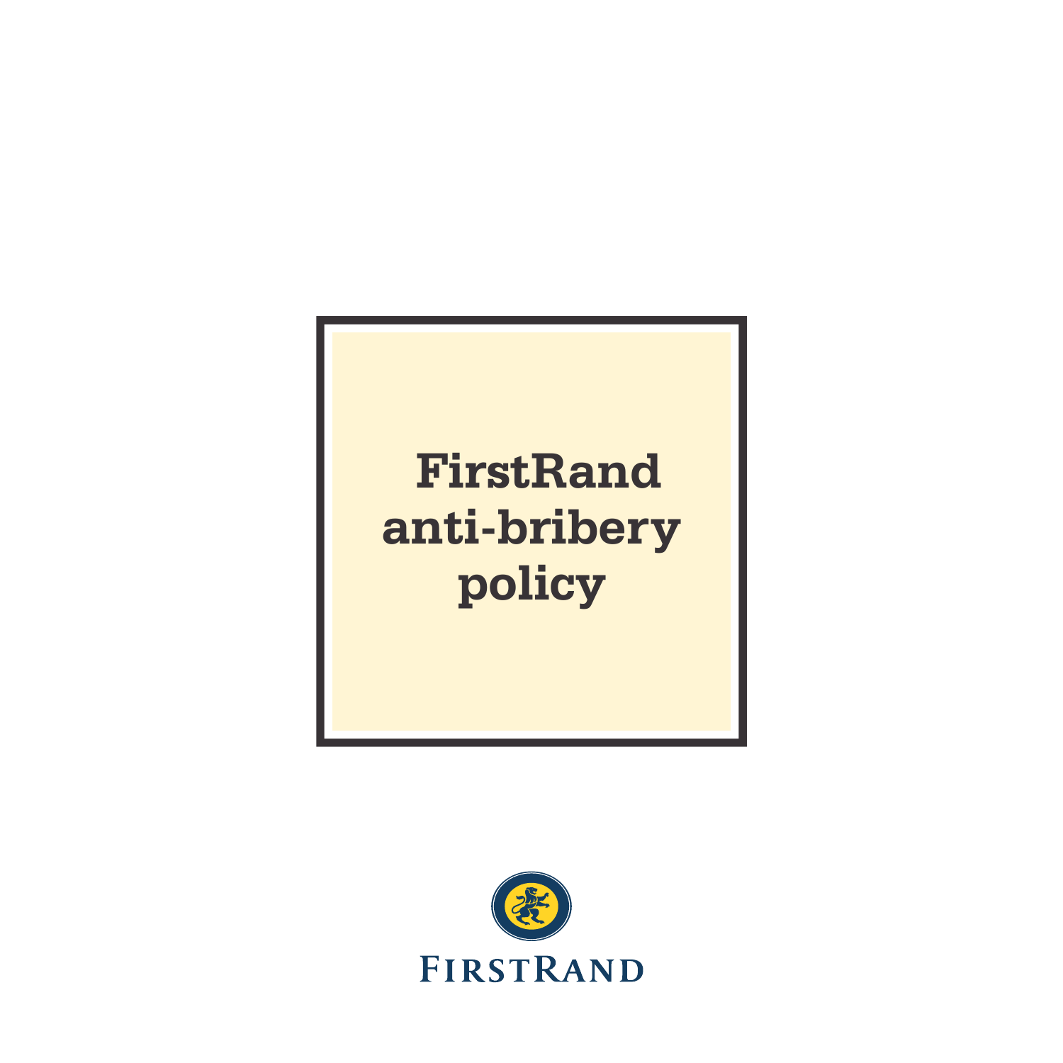# FirstRand anti-bribery policy

FIRSTRAND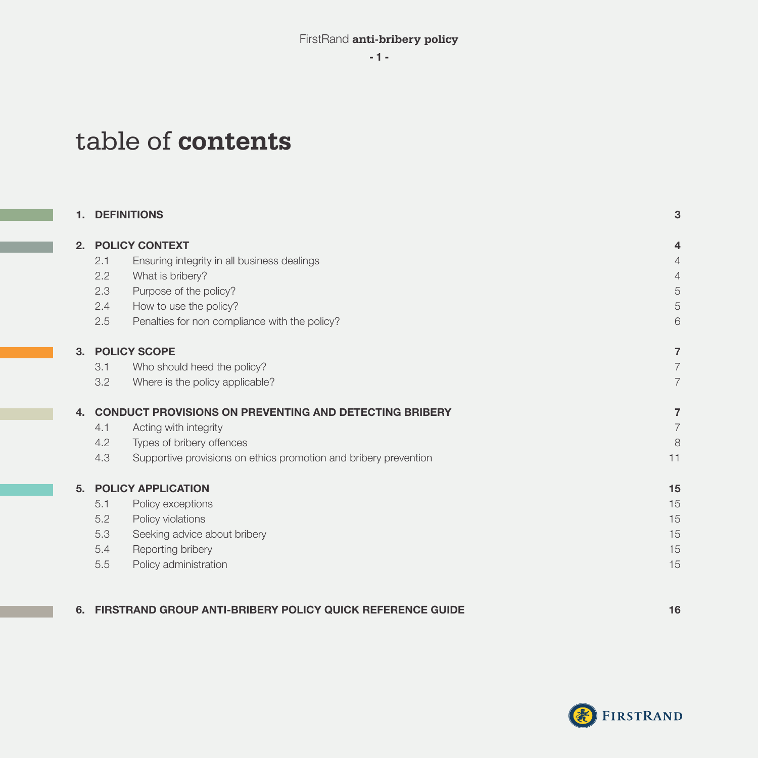# table of **contents**

| | | |
|---|---|---|
| **1.** | **DEFINITIONS** | **3** |
| **2.** | **POLICY CONTEXT** | **4** |
| 2.1 | Ensuring integrity in all business dealings | 4 |
| 2.2 | What is bribery? | 4 |
| 2.3 | Purpose of the policy? | 5 |
| 2.4 | How to use the policy? | 5 |
| 2.5 | Penalties for non compliance with the policy? | 6 |
| **3.** | **POLICY SCOPE** | **7** |
| 3.1 | Who should heed the policy? | 7 |
| 3.2 | Where is the policy applicable? | 7 |
| **4.** | **CONDUCT PROVISIONS ON PREVENTING AND DETECTING BRIBERY** | **7** |
| 4.1 | Acting with integrity | 7 |
| 4.2 | Types of bribery offences | 8 |
| 4.3 | Supportive provisions on ethics promotion and bribery prevention | 11 |
| **5.** | **POLICY APPLICATION** | **15** |
| 5.1 | Policy exceptions | 15 |
| 5.2 | Policy violations | 15 |
| 5.3 | Seeking advice about bribery | 15 |
| 5.4 | Reporting bribery | 15 |
| 5.5 | Policy administration | 15 |
| **6.** | **FIRSTRAND GROUP ANTI-BRIBERY POLICY QUICK REFERENCE GUIDE** | **16** |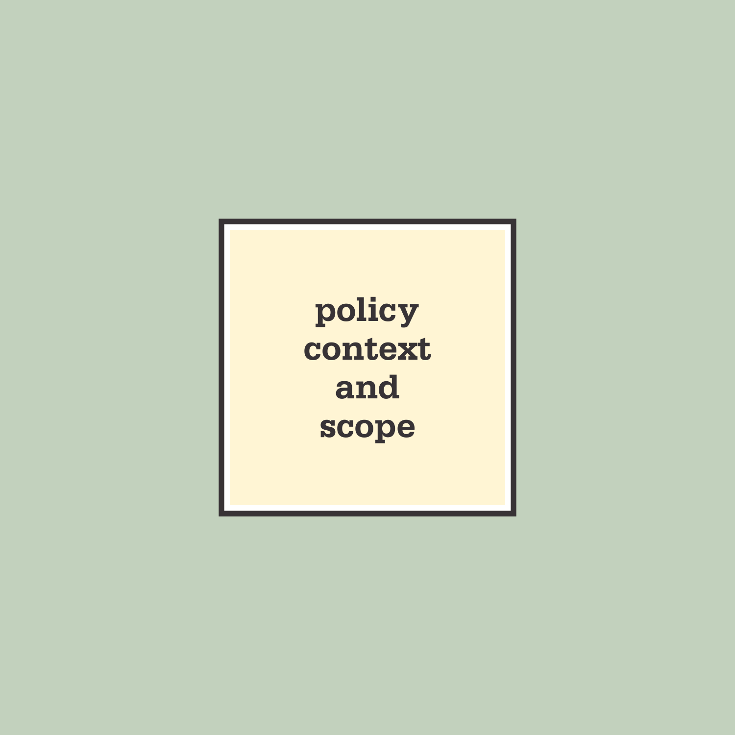# policy context and scope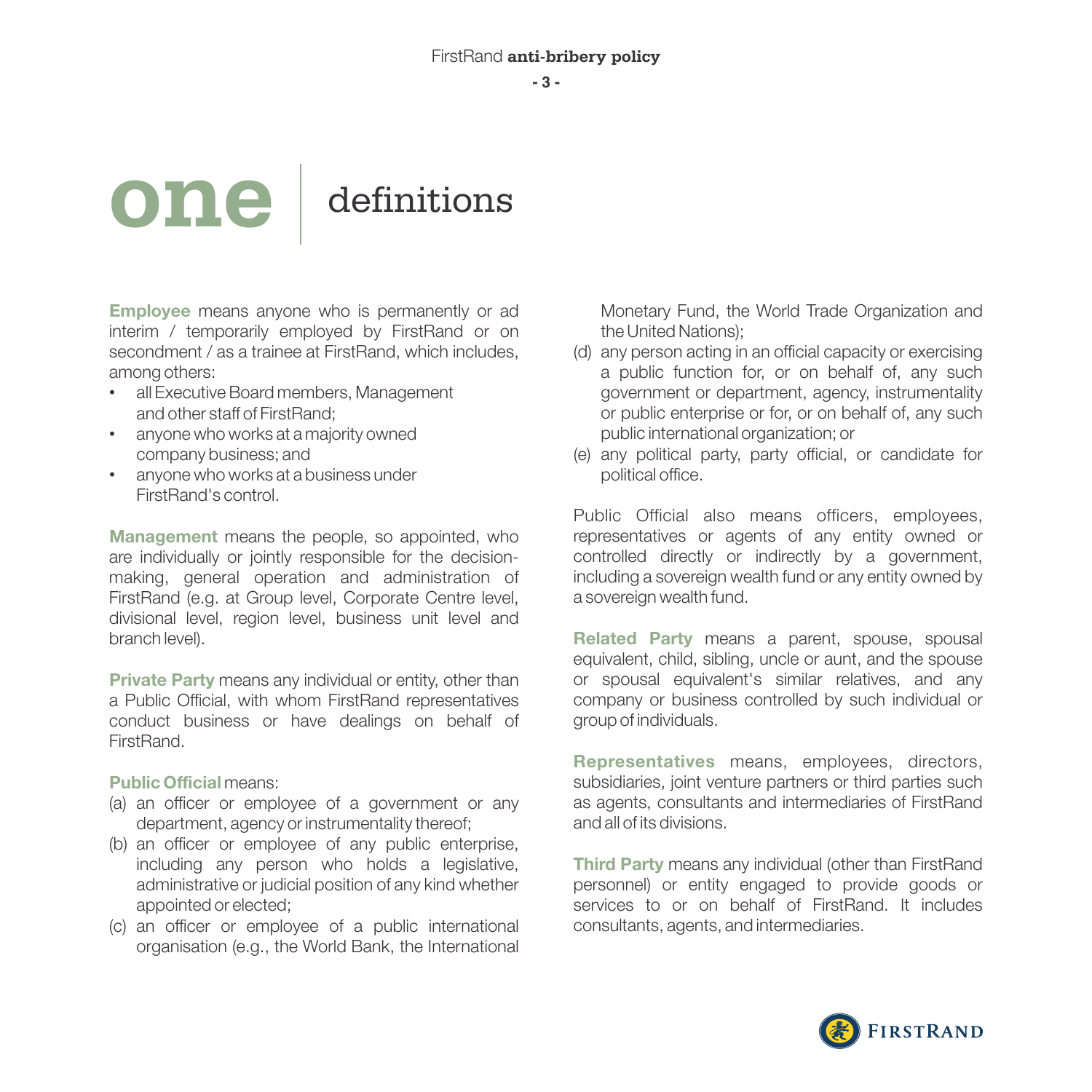# one definitions

**Employee** means anyone who is permanently or ad interim / temporarily employed by FirstRand or on secondment / as a trainee at FirstRand, which includes, among others:

- all Executive Board members, Management and other staff of FirstRand;
- anyone who works at a majority owned company business; and
- anyone who works at a business under FirstRand's control.

**Management** means the people, so appointed, who are individually or jointly responsible for the decision-making, general operation and administration of FirstRand (e.g. at Group level, Corporate Centre level, divisional level, region level, business unit level and branch level).

**Private Party** means any individual or entity, other than a Public Official, with whom FirstRand representatives conduct business or have dealings on behalf of FirstRand.

**Public Official** means:

(a) an officer or employee of a government or any department, agency or instrumentality thereof;

(b) an officer or employee of any public enterprise, including any person who holds a legislative, administrative or judicial position of any kind whether appointed or elected;

(c) an officer or employee of a public international organisation (e.g., the World Bank, the International Monetary Fund, the World Trade Organization and the United Nations);

(d) any person acting in an official capacity or exercising a public function for, or on behalf of, any such government or department, agency, instrumentality or public enterprise or for, or on behalf of, any such public international organization; or

(e) any political party, party official, or candidate for political office.

Public Official also means officers, employees, representatives or agents of any entity owned or controlled directly or indirectly by a government, including a sovereign wealth fund or any entity owned by a sovereign wealth fund.

**Related Party** means a parent, spouse, spousal equivalent, child, sibling, uncle or aunt, and the spouse or spousal equivalent's similar relatives, and any company or business controlled by such individual or group of individuals.

**Representatives** means, employees, directors, subsidiaries, joint venture partners or third parties such as agents, consultants and intermediaries of FirstRand and all of its divisions.

**Third Party** means any individual (other than FirstRand personnel) or entity engaged to provide goods or services to or on behalf of FirstRand. It includes consultants, agents, and intermediaries.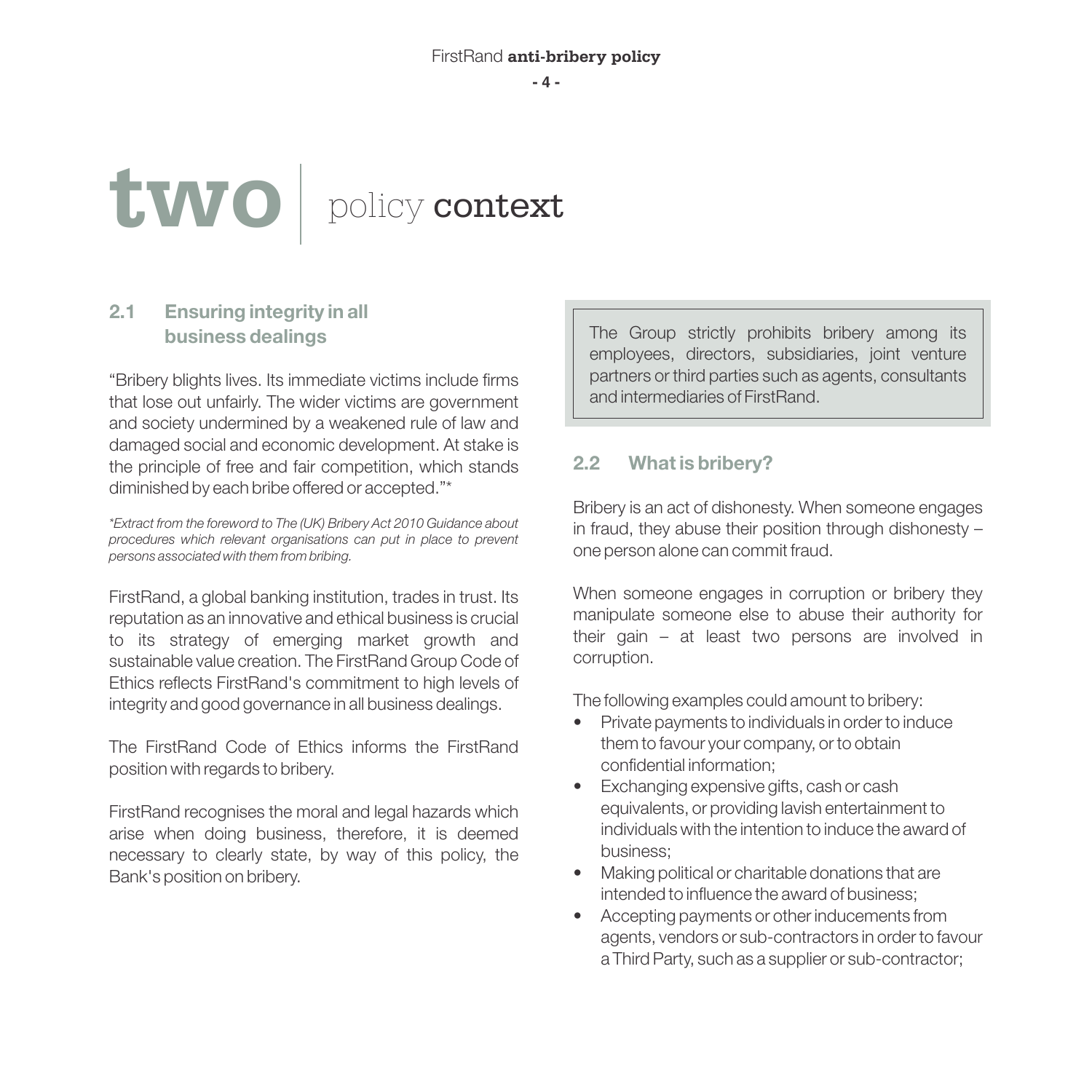# two | policy context

## 2.1 Ensuring integrity in all business dealings

"Bribery blights lives. Its immediate victims include firms that lose out unfairly. The wider victims are government and society undermined by a weakened rule of law and damaged social and economic development. At stake is the principle of free and fair competition, which stands diminished by each bribe offered or accepted."*

*\*Extract from the foreword to The (UK) Bribery Act 2010 Guidance about procedures which relevant organisations can put in place to prevent persons associated with them from bribing.*

FirstRand, a global banking institution, trades in trust. Its reputation as an innovative and ethical business is crucial to its strategy of emerging market growth and sustainable value creation. The FirstRand Group Code of Ethics reflects FirstRand's commitment to high levels of integrity and good governance in all business dealings.

The FirstRand Code of Ethics informs the FirstRand position with regards to bribery.

FirstRand recognises the moral and legal hazards which arise when doing business, therefore, it is deemed necessary to clearly state, by way of this policy, the Bank's position on bribery.

> The Group strictly prohibits bribery among its employees, directors, subsidiaries, joint venture partners or third parties such as agents, consultants and intermediaries of FirstRand.

## 2.2 What is bribery?

Bribery is an act of dishonesty. When someone engages in fraud, they abuse their position through dishonesty – one person alone can commit fraud.

When someone engages in corruption or bribery they manipulate someone else to abuse their authority for their gain – at least two persons are involved in corruption.

The following examples could amount to bribery:

- Private payments to individuals in order to induce them to favour your company, or to obtain confidential information;
- Exchanging expensive gifts, cash or cash equivalents, or providing lavish entertainment to individuals with the intention to induce the award of business;
- Making political or charitable donations that are intended to influence the award of business;
- Accepting payments or other inducements from agents, vendors or sub-contractors in order to favour a Third Party, such as a supplier or sub-contractor;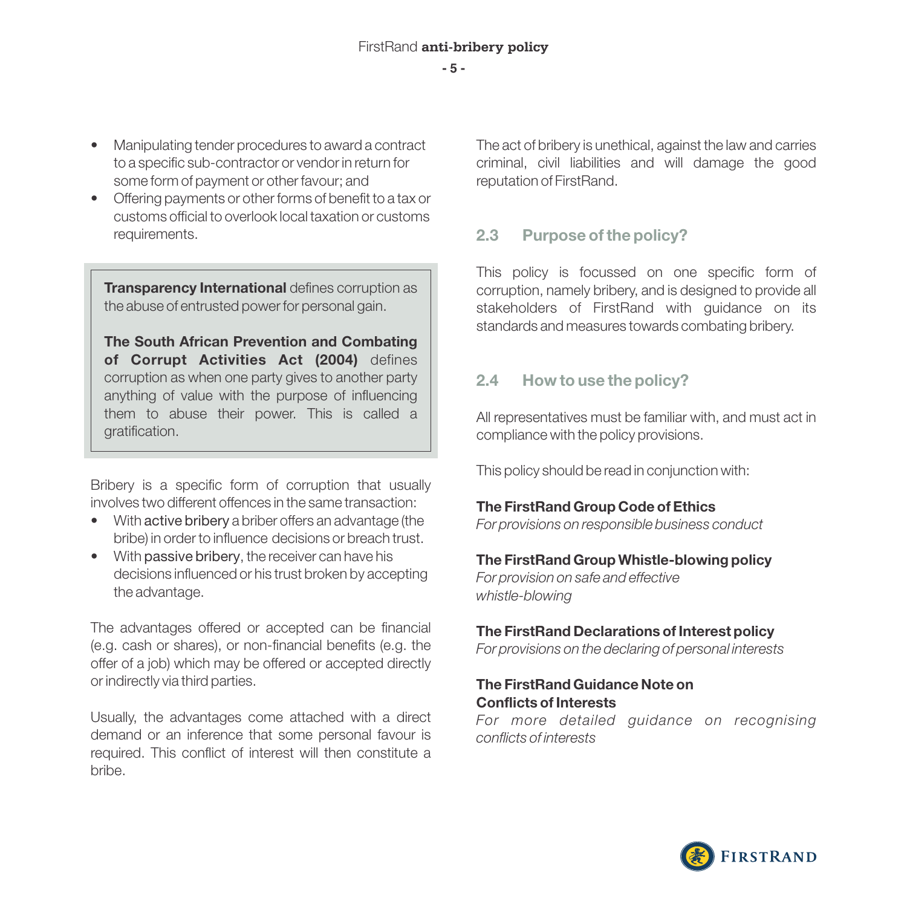- Manipulating tender procedures to award a contract to a specific sub-contractor or vendor in return for some form of payment or other favour; and
- Offering payments or other forms of benefit to a tax or customs official to overlook local taxation or customs requirements.

> **Transparency International** defines corruption as the abuse of entrusted power for personal gain.
>
> **The South African Prevention and Combating of Corrupt Activities Act (2004)** defines corruption as when one party gives to another party anything of value with the purpose of influencing them to abuse their power. This is called a gratification.

Bribery is a specific form of corruption that usually involves two different offences in the same transaction:

- With active bribery a briber offers an advantage (the bribe) in order to influence decisions or breach trust.
- With passive bribery, the receiver can have his decisions influenced or his trust broken by accepting the advantage.

The advantages offered or accepted can be financial (e.g. cash or shares), or non-financial benefits (e.g. the offer of a job) which may be offered or accepted directly or indirectly via third parties.

Usually, the advantages come attached with a direct demand or an inference that some personal favour is required. This conflict of interest will then constitute a bribe.

The act of bribery is unethical, against the law and carries criminal, civil liabilities and will damage the good reputation of FirstRand.

## 2.3 Purpose of the policy?

This policy is focussed on one specific form of corruption, namely bribery, and is designed to provide all stakeholders of FirstRand with guidance on its standards and measures towards combating bribery.

## 2.4 How to use the policy?

All representatives must be familiar with, and must act in compliance with the policy provisions.

This policy should be read in conjunction with:

**The FirstRand Group Code of Ethics**
*For provisions on responsible business conduct*

**The FirstRand Group Whistle-blowing policy**
*For provision on safe and effective whistle-blowing*

**The FirstRand Declarations of Interest policy**
*For provisions on the declaring of personal interests*

**The FirstRand Guidance Note on Conflicts of Interests**
*For more detailed guidance on recognising conflicts of interests*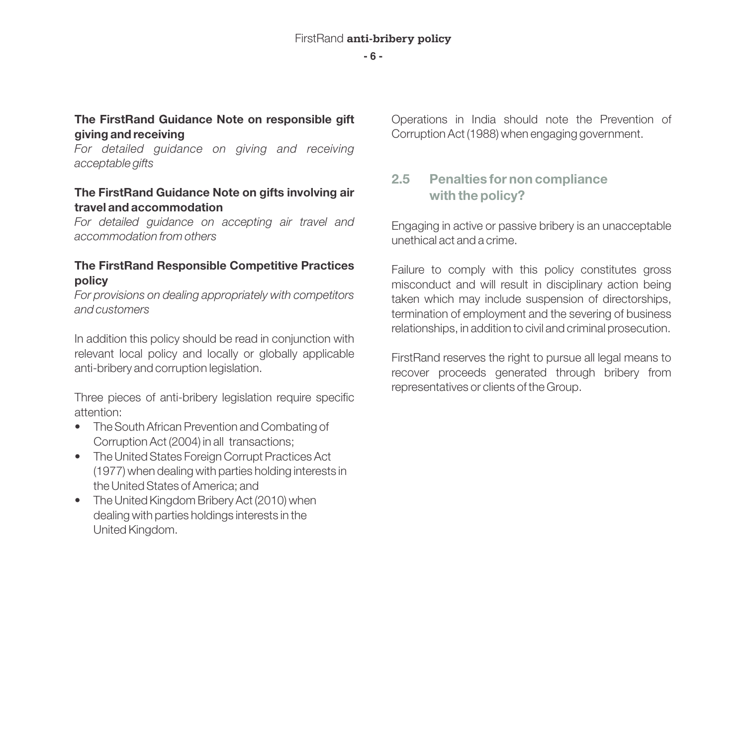**The FirstRand Guidance Note on responsible gift giving and receiving**

*For detailed guidance on giving and receiving acceptable gifts*

**The FirstRand Guidance Note on gifts involving air travel and accommodation**

*For detailed guidance on accepting air travel and accommodation from others*

**The FirstRand Responsible Competitive Practices policy**

*For provisions on dealing appropriately with competitors and customers*

In addition this policy should be read in conjunction with relevant local policy and locally or globally applicable anti-bribery and corruption legislation.

Three pieces of anti-bribery legislation require specific attention:

- The South African Prevention and Combating of Corruption Act (2004) in all transactions;
- The United States Foreign Corrupt Practices Act (1977) when dealing with parties holding interests in the United States of America; and
- The United Kingdom Bribery Act (2010) when dealing with parties holdings interests in the United Kingdom.

Operations in India should note the Prevention of Corruption Act (1988) when engaging government.

## 2.5 Penalties for non compliance with the policy?

Engaging in active or passive bribery is an unacceptable unethical act and a crime.

Failure to comply with this policy constitutes gross misconduct and will result in disciplinary action being taken which may include suspension of directorships, termination of employment and the severing of business relationships, in addition to civil and criminal prosecution.

FirstRand reserves the right to pursue all legal means to recover proceeds generated through bribery from representatives or clients of the Group.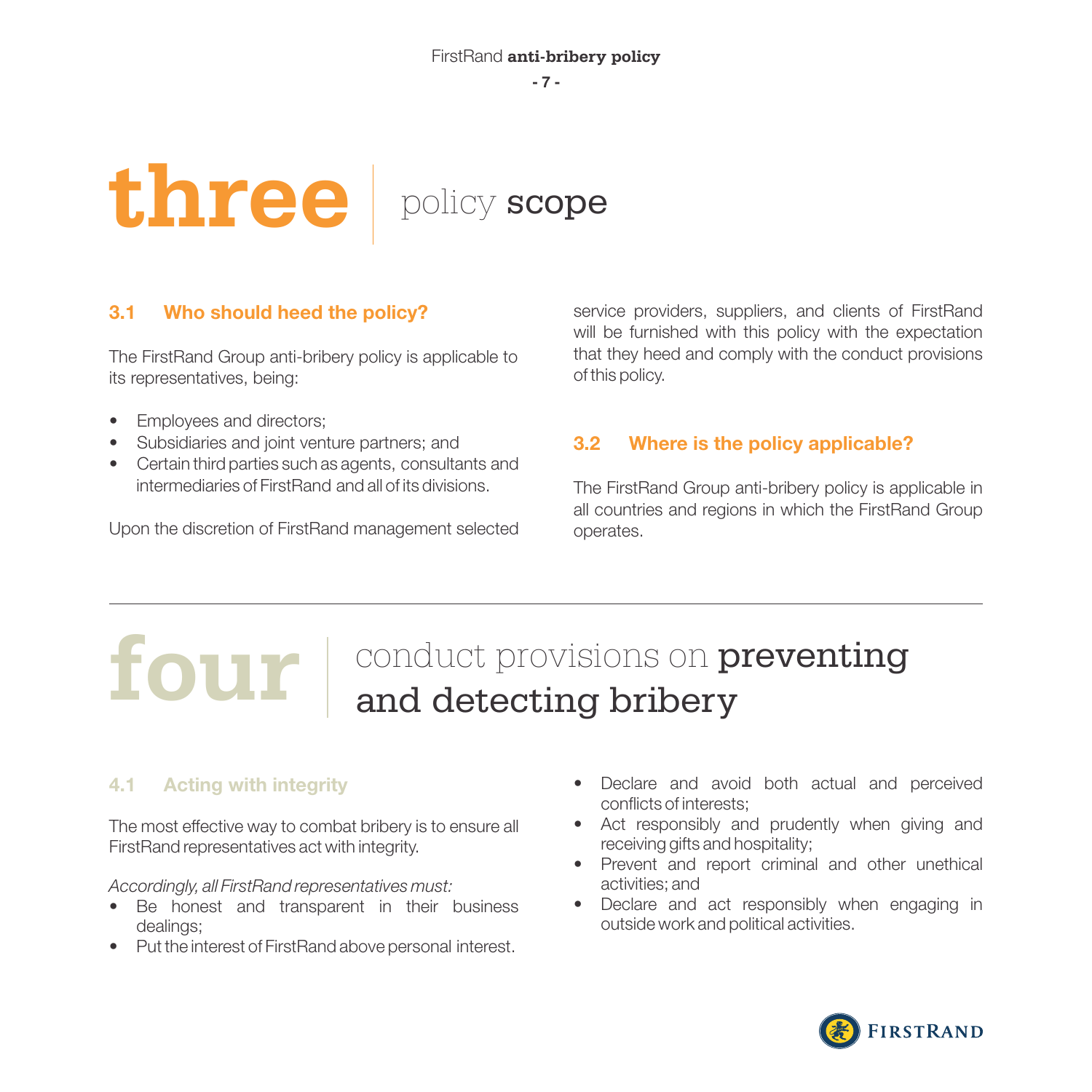# three | policy scope

### 3.1 Who should heed the policy?

The FirstRand Group anti-bribery policy is applicable to its representatives, being:

- Employees and directors;
- Subsidiaries and joint venture partners; and
- Certain third parties such as agents, consultants and intermediaries of FirstRand and all of its divisions.

Upon the discretion of FirstRand management selected service providers, suppliers, and clients of FirstRand will be furnished with this policy with the expectation that they heed and comply with the conduct provisions of this policy.

### 3.2 Where is the policy applicable?

The FirstRand Group anti-bribery policy is applicable in all countries and regions in which the FirstRand Group operates.

---

# four | conduct provisions on preventing and detecting bribery

### 4.1 Acting with integrity

The most effective way to combat bribery is to ensure all FirstRand representatives act with integrity.

*Accordingly, all FirstRand representatives must:*

- Be honest and transparent in their business dealings;
- Put the interest of FirstRand above personal interest.
- Declare and avoid both actual and perceived conflicts of interests;
- Act responsibly and prudently when giving and receiving gifts and hospitality;
- Prevent and report criminal and other unethical activities; and
- Declare and act responsibly when engaging in outside work and political activities.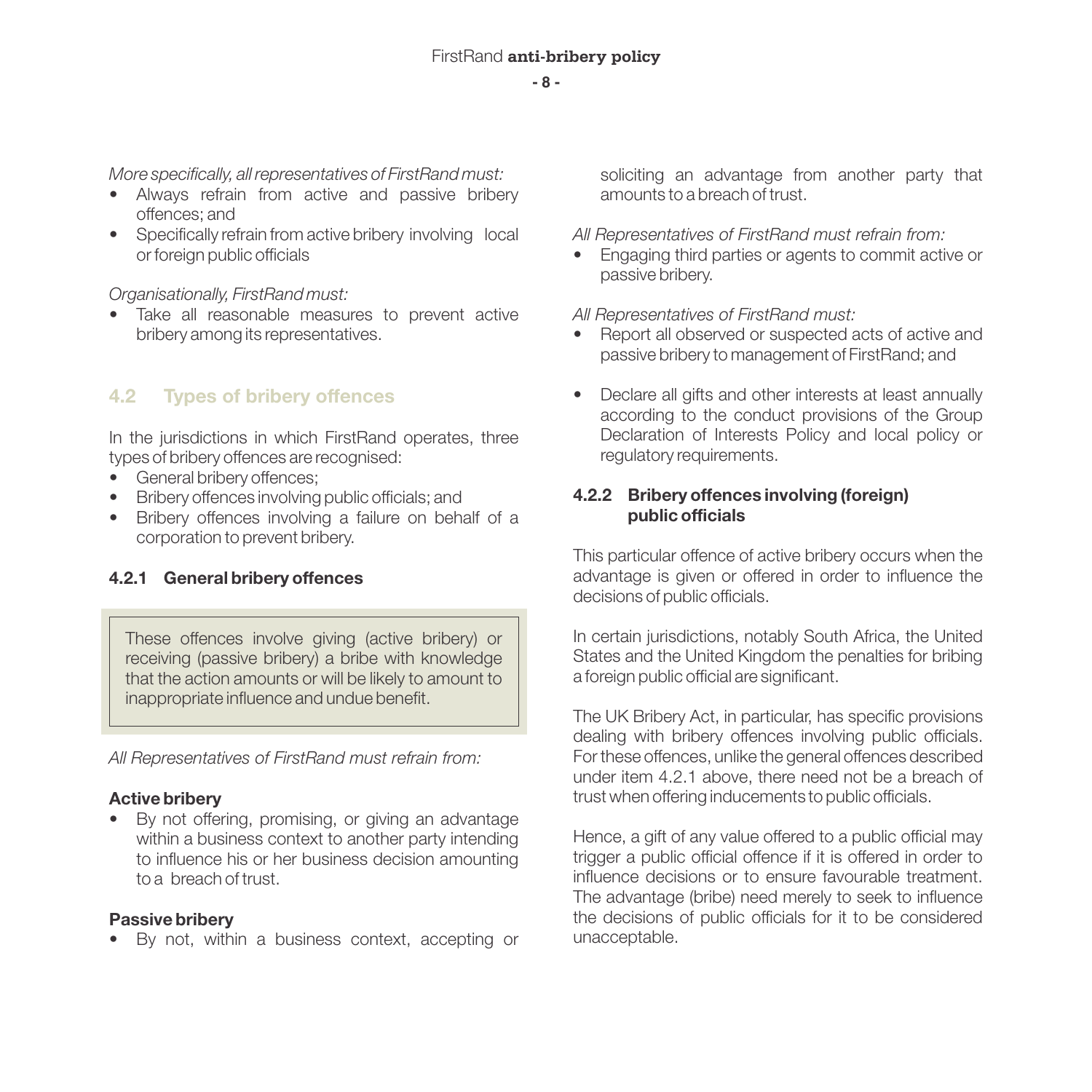*More specifically, all representatives of FirstRand must:*

- Always refrain from active and passive bribery offences; and
- Specifically refrain from active bribery involving local or foreign public officials

*Organisationally, FirstRand must:*

- Take all reasonable measures to prevent active bribery among its representatives.

## 4.2 Types of bribery offences

In the jurisdictions in which FirstRand operates, three types of bribery offences are recognised:

- General bribery offences;
- Bribery offences involving public officials; and
- Bribery offences involving a failure on behalf of a corporation to prevent bribery.

### 4.2.1 General bribery offences

> These offences involve giving (active bribery) or receiving (passive bribery) a bribe with knowledge that the action amounts or will be likely to amount to inappropriate influence and undue benefit.

*All Representatives of FirstRand must refrain from:*

**Active bribery**

- By not offering, promising, or giving an advantage within a business context to another party intending to influence his or her business decision amounting to a breach of trust.

**Passive bribery**

- By not, within a business context, accepting or soliciting an advantage from another party that amounts to a breach of trust.

*All Representatives of FirstRand must refrain from:*

- Engaging third parties or agents to commit active or passive bribery.

*All Representatives of FirstRand must:*

- Report all observed or suspected acts of active and passive bribery to management of FirstRand; and
- Declare all gifts and other interests at least annually according to the conduct provisions of the Group Declaration of Interests Policy and local policy or regulatory requirements.

### 4.2.2 Bribery offences involving (foreign) public officials

This particular offence of active bribery occurs when the advantage is given or offered in order to influence the decisions of public officials.

In certain jurisdictions, notably South Africa, the United States and the United Kingdom the penalties for bribing a foreign public official are significant.

The UK Bribery Act, in particular, has specific provisions dealing with bribery offences involving public officials. For these offences, unlike the general offences described under item 4.2.1 above, there need not be a breach of trust when offering inducements to public officials.

Hence, a gift of any value offered to a public official may trigger a public official offence if it is offered in order to influence decisions or to ensure favourable treatment. The advantage (bribe) need merely to seek to influence the decisions of public officials for it to be considered unacceptable.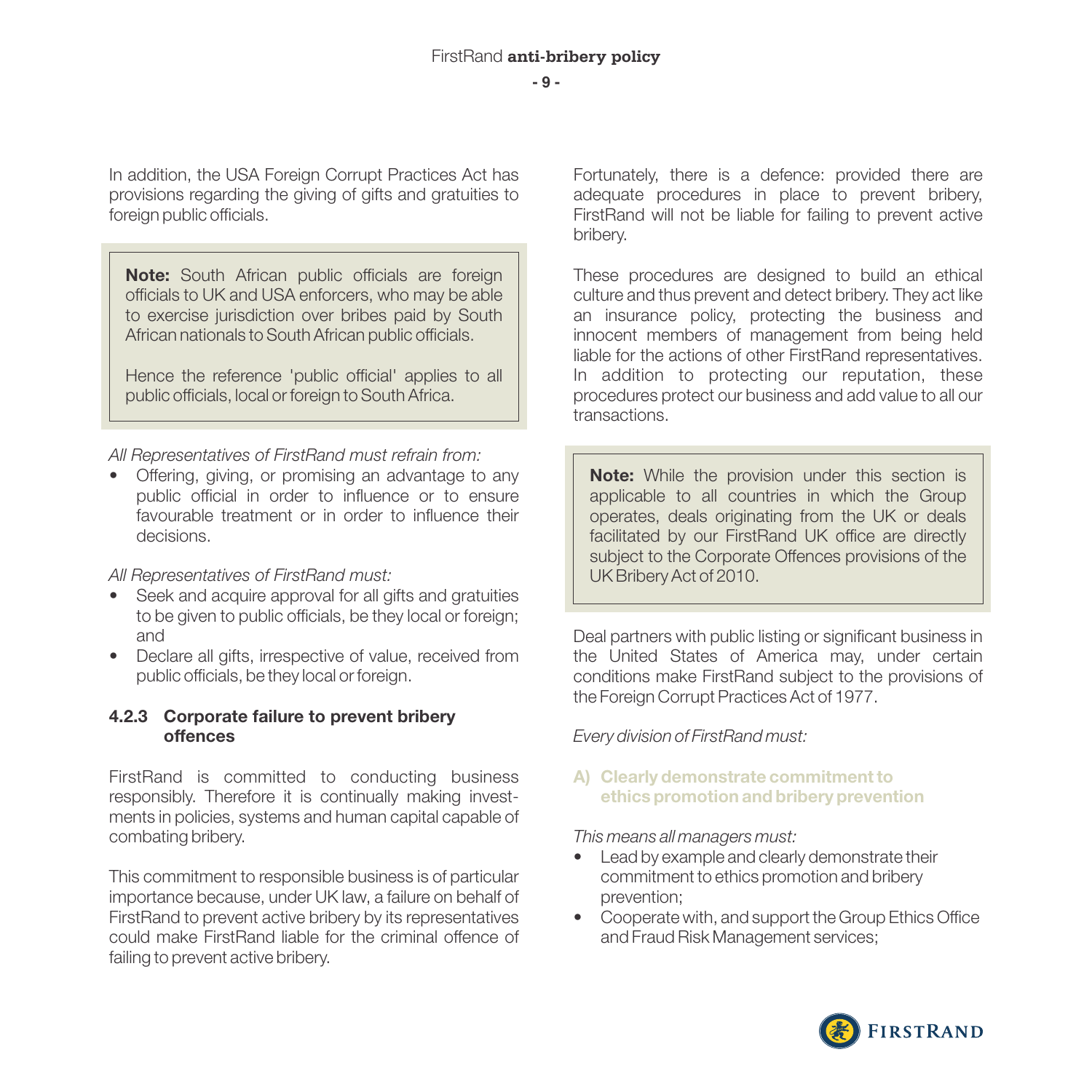In addition, the USA Foreign Corrupt Practices Act has provisions regarding the giving of gifts and gratuities to foreign public officials.

> **Note:** South African public officials are foreign officials to UK and USA enforcers, who may be able to exercise jurisdiction over bribes paid by South African nationals to South African public officials.
>
> Hence the reference 'public official' applies to all public officials, local or foreign to South Africa.

*All Representatives of FirstRand must refrain from:*

- Offering, giving, or promising an advantage to any public official in order to influence or to ensure favourable treatment or in order to influence their decisions.

*All Representatives of FirstRand must:*

- Seek and acquire approval for all gifts and gratuities to be given to public officials, be they local or foreign; and
- Declare all gifts, irrespective of value, received from public officials, be they local or foreign.

### 4.2.3 Corporate failure to prevent bribery offences

FirstRand is committed to conducting business responsibly. Therefore it is continually making investments in policies, systems and human capital capable of combating bribery.

This commitment to responsible business is of particular importance because, under UK law, a failure on behalf of FirstRand to prevent active bribery by its representatives could make FirstRand liable for the criminal offence of failing to prevent active bribery.

Fortunately, there is a defence: provided there are adequate procedures in place to prevent bribery, FirstRand will not be liable for failing to prevent active bribery.

These procedures are designed to build an ethical culture and thus prevent and detect bribery. They act like an insurance policy, protecting the business and innocent members of management from being held liable for the actions of other FirstRand representatives. In addition to protecting our reputation, these procedures protect our business and add value to all our transactions.

> **Note:** While the provision under this section is applicable to all countries in which the Group operates, deals originating from the UK or deals facilitated by our FirstRand UK office are directly subject to the Corporate Offences provisions of the UK Bribery Act of 2010.

Deal partners with public listing or significant business in the United States of America may, under certain conditions make FirstRand subject to the provisions of the Foreign Corrupt Practices Act of 1977.

*Every division of FirstRand must:*

**A) Clearly demonstrate commitment to ethics promotion and bribery prevention**

*This means all managers must:*

- Lead by example and clearly demonstrate their commitment to ethics promotion and bribery prevention;
- Cooperate with, and support the Group Ethics Office and Fraud Risk Management services;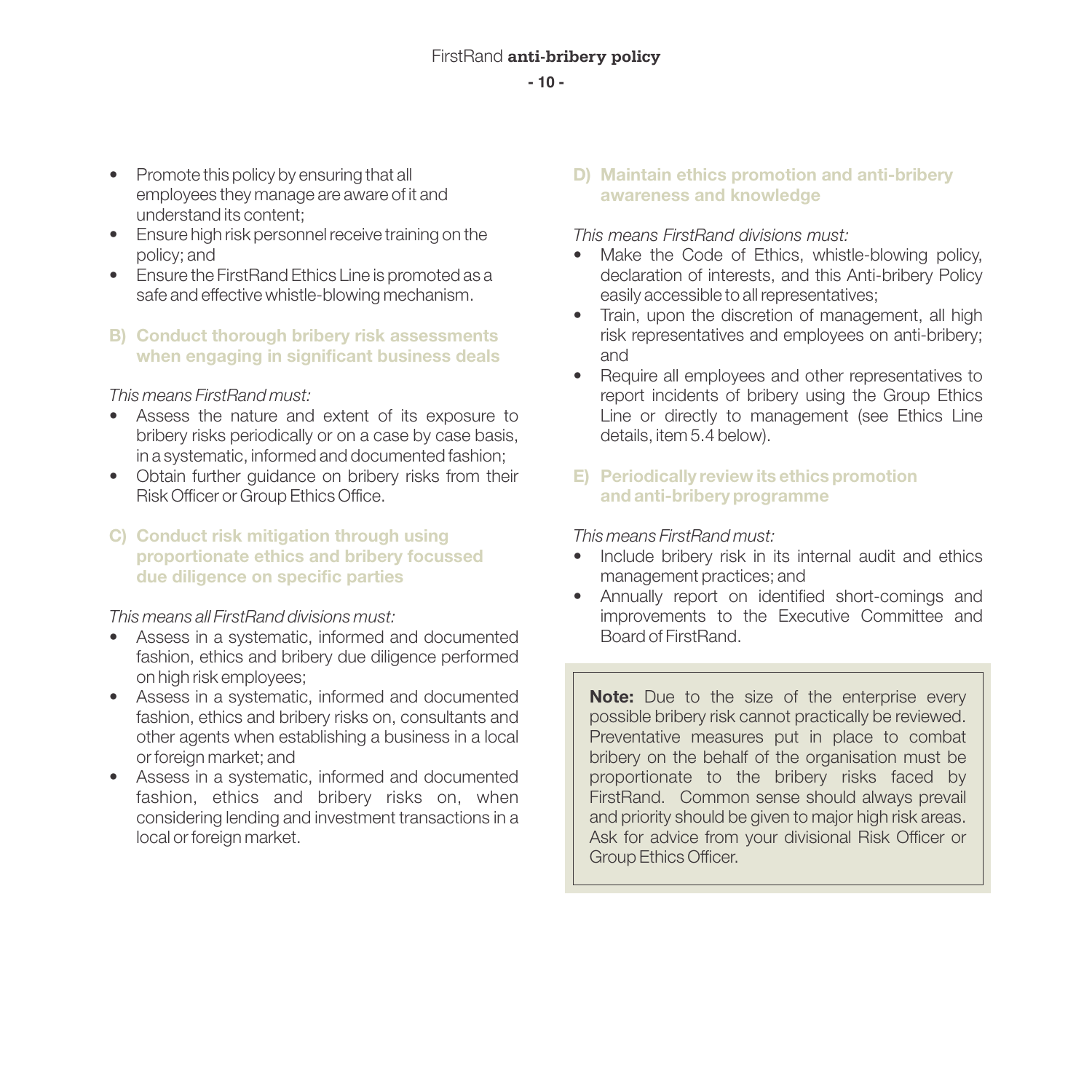- Promote this policy by ensuring that all employees they manage are aware of it and understand its content;
- Ensure high risk personnel receive training on the policy; and
- Ensure the FirstRand Ethics Line is promoted as a safe and effective whistle-blowing mechanism.

### B) Conduct thorough bribery risk assessments when engaging in significant business deals

*This means FirstRand must:*

- Assess the nature and extent of its exposure to bribery risks periodically or on a case by case basis, in a systematic, informed and documented fashion;
- Obtain further guidance on bribery risks from their Risk Officer or Group Ethics Office.

### C) Conduct risk mitigation through using proportionate ethics and bribery focussed due diligence on specific parties

*This means all FirstRand divisions must:*

- Assess in a systematic, informed and documented fashion, ethics and bribery due diligence performed on high risk employees;
- Assess in a systematic, informed and documented fashion, ethics and bribery risks on, consultants and other agents when establishing a business in a local or foreign market; and
- Assess in a systematic, informed and documented fashion, ethics and bribery risks on, when considering lending and investment transactions in a local or foreign market.

### D) Maintain ethics promotion and anti-bribery awareness and knowledge

*This means FirstRand divisions must:*

- Make the Code of Ethics, whistle-blowing policy, declaration of interests, and this Anti-bribery Policy easily accessible to all representatives;
- Train, upon the discretion of management, all high risk representatives and employees on anti-bribery; and
- Require all employees and other representatives to report incidents of bribery using the Group Ethics Line or directly to management (see Ethics Line details, item 5.4 below).

### E) Periodically review its ethics promotion and anti-bribery programme

*This means FirstRand must:*

- Include bribery risk in its internal audit and ethics management practices; and
- Annually report on identified short-comings and improvements to the Executive Committee and Board of FirstRand.

**Note:** Due to the size of the enterprise every possible bribery risk cannot practically be reviewed. Preventative measures put in place to combat bribery on the behalf of the organisation must be proportionate to the bribery risks faced by FirstRand. Common sense should always prevail and priority should be given to major high risk areas. Ask for advice from your divisional Risk Officer or Group Ethics Officer.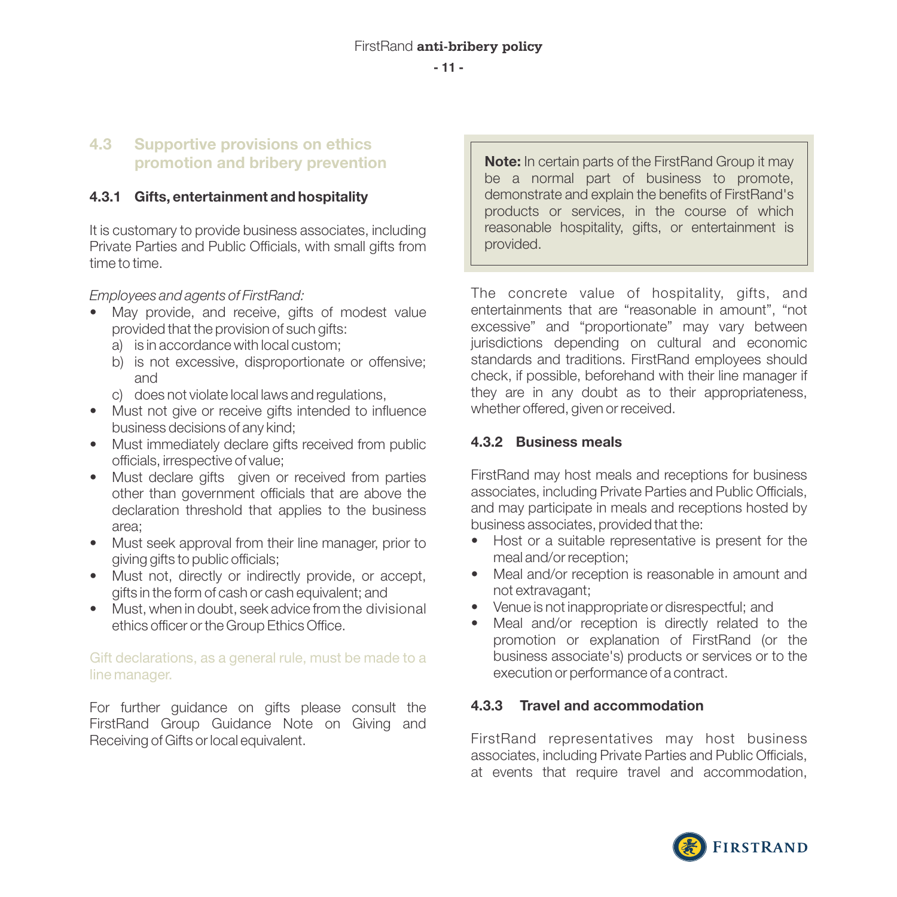### 4.3 Supportive provisions on ethics promotion and bribery prevention

#### 4.3.1 Gifts, entertainment and hospitality

It is customary to provide business associates, including Private Parties and Public Officials, with small gifts from time to time.

*Employees and agents of FirstRand:*

- May provide, and receive, gifts of modest value provided that the provision of such gifts:
  a) is in accordance with local custom;
  b) is not excessive, disproportionate or offensive; and
  c) does not violate local laws and regulations,
- Must not give or receive gifts intended to influence business decisions of any kind;
- Must immediately declare gifts received from public officials, irrespective of value;
- Must declare gifts given or received from parties other than government officials that are above the declaration threshold that applies to the business area;
- Must seek approval from their line manager, prior to giving gifts to public officials;
- Must not, directly or indirectly provide, or accept, gifts in the form of cash or cash equivalent; and
- Must, when in doubt, seek advice from the divisional ethics officer or the Group Ethics Office.

Gift declarations, as a general rule, must be made to a line manager.

For further guidance on gifts please consult the FirstRand Group Guidance Note on Giving and Receiving of Gifts or local equivalent.

> **Note:** In certain parts of the FirstRand Group it may be a normal part of business to promote, demonstrate and explain the benefits of FirstRand's products or services, in the course of which reasonable hospitality, gifts, or entertainment is provided.

The concrete value of hospitality, gifts, and entertainments that are "reasonable in amount", "not excessive" and "proportionate" may vary between jurisdictions depending on cultural and economic standards and traditions. FirstRand employees should check, if possible, beforehand with their line manager if they are in any doubt as to their appropriateness, whether offered, given or received.

#### 4.3.2 Business meals

FirstRand may host meals and receptions for business associates, including Private Parties and Public Officials, and may participate in meals and receptions hosted by business associates, provided that the:

- Host or a suitable representative is present for the meal and/or reception;
- Meal and/or reception is reasonable in amount and not extravagant;
- Venue is not inappropriate or disrespectful; and
- Meal and/or reception is directly related to the promotion or explanation of FirstRand (or the business associate's) products or services or to the execution or performance of a contract.

#### 4.3.3 Travel and accommodation

FirstRand representatives may host business associates, including Private Parties and Public Officials, at events that require travel and accommodation,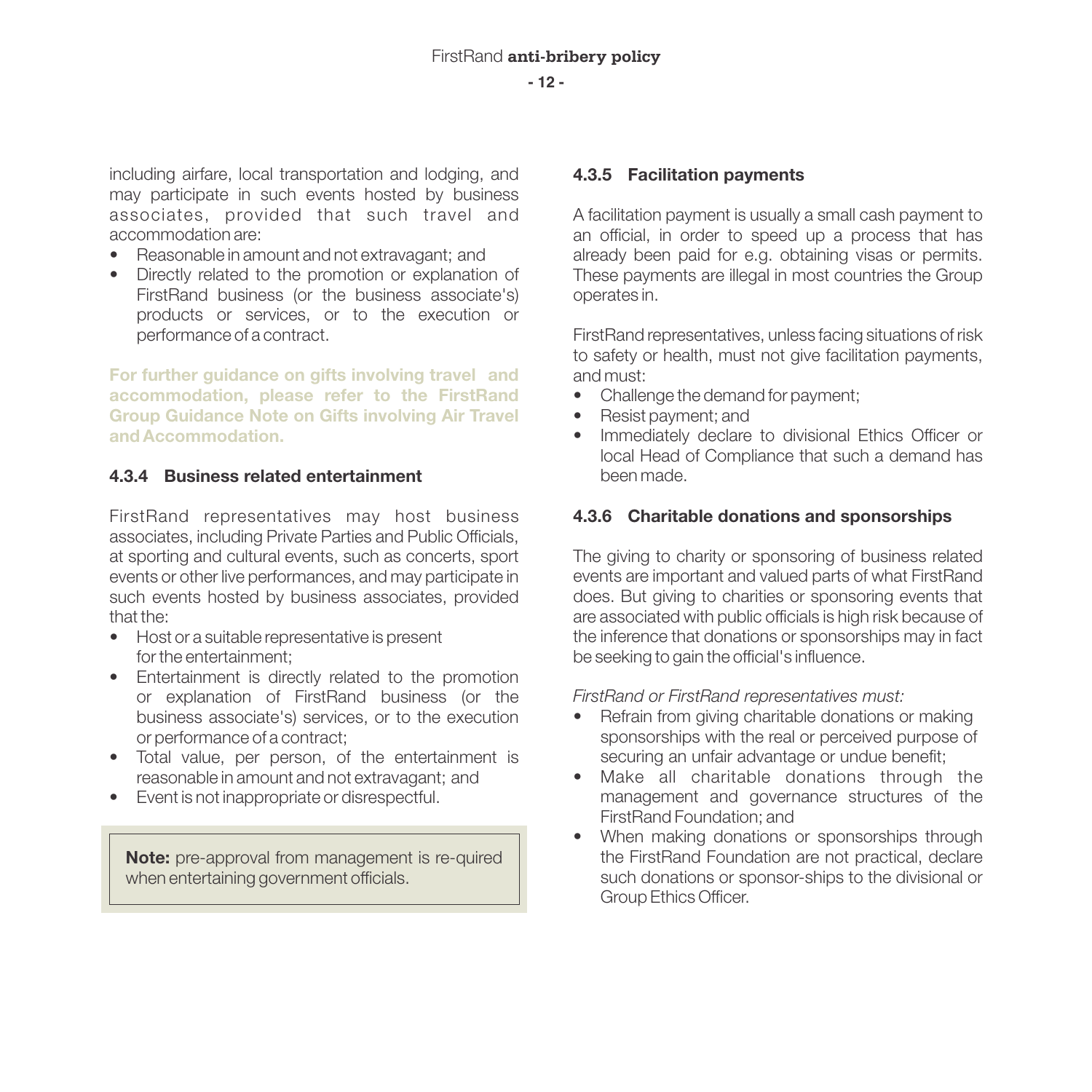including airfare, local transportation and lodging, and may participate in such events hosted by business associates, provided that such travel and accommodation are:

- Reasonable in amount and not extravagant; and
- Directly related to the promotion or explanation of FirstRand business (or the business associate's) products or services, or to the execution or performance of a contract.

**For further guidance on gifts involving travel and accommodation, please refer to the FirstRand Group Guidance Note on Gifts involving Air Travel and Accommodation.**

#### 4.3.4 Business related entertainment

FirstRand representatives may host business associates, including Private Parties and Public Officials, at sporting and cultural events, such as concerts, sport events or other live performances, and may participate in such events hosted by business associates, provided that the:

- Host or a suitable representative is present for the entertainment;
- Entertainment is directly related to the promotion or explanation of FirstRand business (or the business associate's) services, or to the execution or performance of a contract;
- Total value, per person, of the entertainment is reasonable in amount and not extravagant; and
- Event is not inappropriate or disrespectful.

> **Note:** pre-approval from management is re-quired when entertaining government officials.

#### 4.3.5 Facilitation payments

A facilitation payment is usually a small cash payment to an official, in order to speed up a process that has already been paid for e.g. obtaining visas or permits. These payments are illegal in most countries the Group operates in.

FirstRand representatives, unless facing situations of risk to safety or health, must not give facilitation payments, and must:

- Challenge the demand for payment;
- Resist payment; and
- Immediately declare to divisional Ethics Officer or local Head of Compliance that such a demand has been made.

#### 4.3.6 Charitable donations and sponsorships

The giving to charity or sponsoring of business related events are important and valued parts of what FirstRand does. But giving to charities or sponsoring events that are associated with public officials is high risk because of the inference that donations or sponsorships may in fact be seeking to gain the official's influence.

*FirstRand or FirstRand representatives must:*

- Refrain from giving charitable donations or making sponsorships with the real or perceived purpose of securing an unfair advantage or undue benefit;
- Make all charitable donations through the management and governance structures of the FirstRand Foundation; and
- When making donations or sponsorships through the FirstRand Foundation are not practical, declare such donations or sponsor-ships to the divisional or Group Ethics Officer.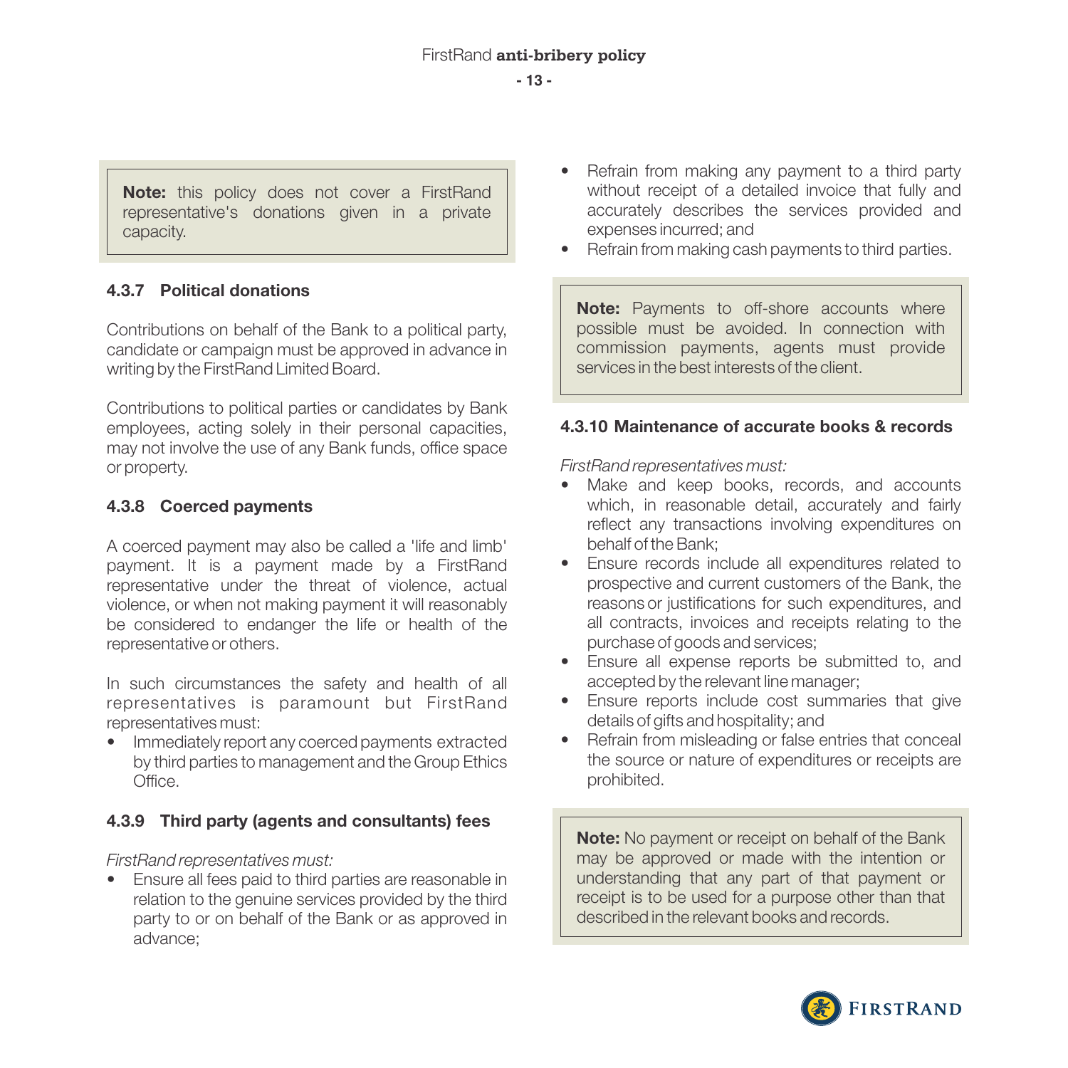**Note:** this policy does not cover a FirstRand representative's donations given in a private capacity.

#### 4.3.7 Political donations

Contributions on behalf of the Bank to a political party, candidate or campaign must be approved in advance in writing by the FirstRand Limited Board.

Contributions to political parties or candidates by Bank employees, acting solely in their personal capacities, may not involve the use of any Bank funds, office space or property.

#### 4.3.8 Coerced payments

A coerced payment may also be called a 'life and limb' payment. It is a payment made by a FirstRand representative under the threat of violence, actual violence, or when not making payment it will reasonably be considered to endanger the life or health of the representative or others.

In such circumstances the safety and health of all representatives is paramount but FirstRand representatives must:

- Immediately report any coerced payments extracted by third parties to management and the Group Ethics Office.

#### 4.3.9 Third party (agents and consultants) fees

*FirstRand representatives must:*

- Ensure all fees paid to third parties are reasonable in relation to the genuine services provided by the third party to or on behalf of the Bank or as approved in advance;
- Refrain from making any payment to a third party without receipt of a detailed invoice that fully and accurately describes the services provided and expenses incurred; and
- Refrain from making cash payments to third parties.

**Note:** Payments to off-shore accounts where possible must be avoided. In connection with commission payments, agents must provide services in the best interests of the client.

#### 4.3.10 Maintenance of accurate books & records

*FirstRand representatives must:*

- Make and keep books, records, and accounts which, in reasonable detail, accurately and fairly reflect any transactions involving expenditures on behalf of the Bank;
- Ensure records include all expenditures related to prospective and current customers of the Bank, the reasons or justifications for such expenditures, and all contracts, invoices and receipts relating to the purchase of goods and services;
- Ensure all expense reports be submitted to, and accepted by the relevant line manager;
- Ensure reports include cost summaries that give details of gifts and hospitality; and
- Refrain from misleading or false entries that conceal the source or nature of expenditures or receipts are prohibited.

**Note:** No payment or receipt on behalf of the Bank may be approved or made with the intention or understanding that any part of that payment or receipt is to be used for a purpose other than that described in the relevant books and records.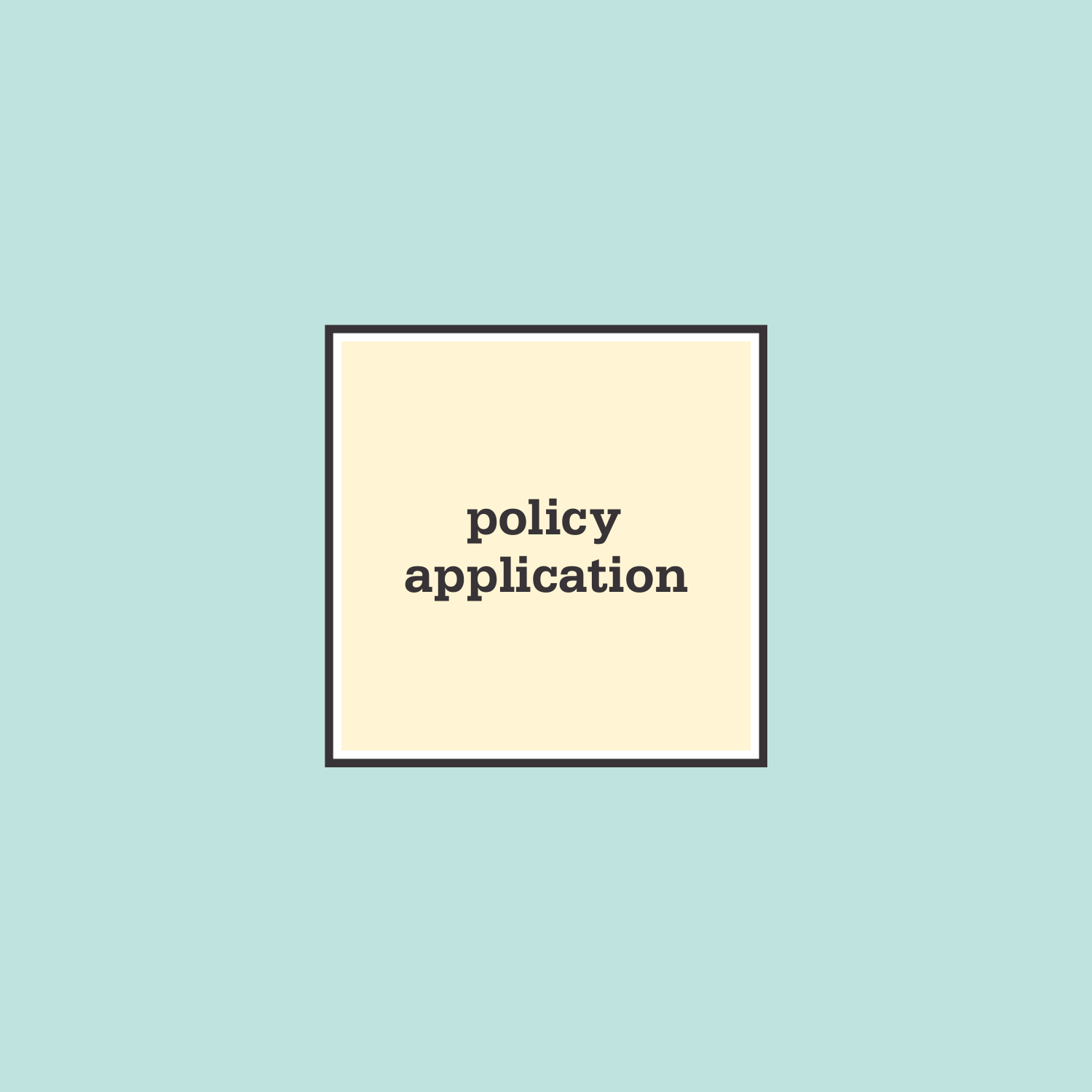**policy application**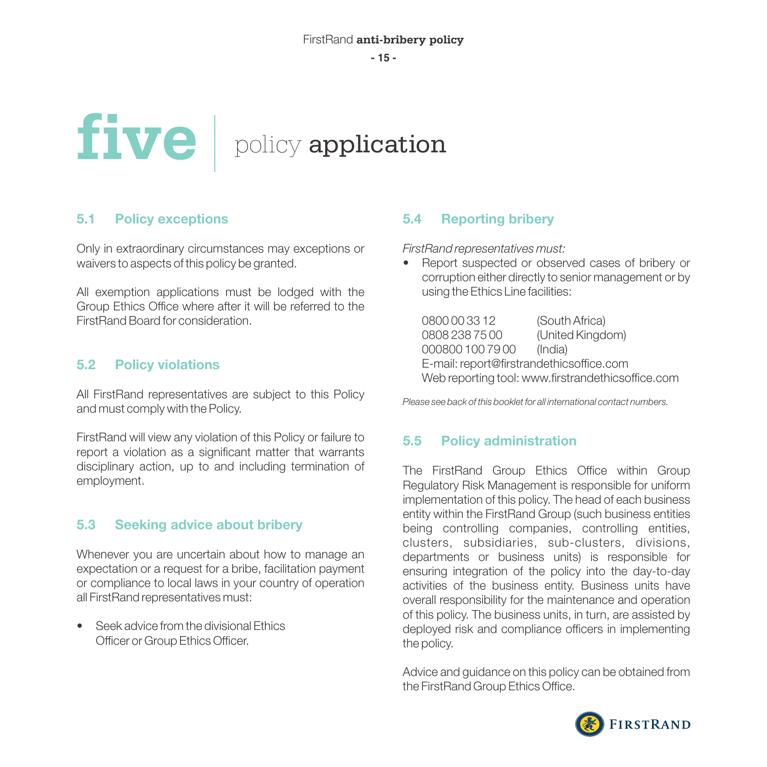# five | policy application

## 5.1 Policy exceptions

Only in extraordinary circumstances may exceptions or waivers to aspects of this policy be granted.

All exemption applications must be lodged with the Group Ethics Office where after it will be referred to the FirstRand Board for consideration.

## 5.2 Policy violations

All FirstRand representatives are subject to this Policy and must comply with the Policy.

FirstRand will view any violation of this Policy or failure to report a violation as a significant matter that warrants disciplinary action, up to and including termination of employment.

## 5.3 Seeking advice about bribery

Whenever you are uncertain about how to manage an expectation or a request for a bribe, facilitation payment or compliance to local laws in your country of operation all FirstRand representatives must:

- Seek advice from the divisional Ethics Officer or Group Ethics Officer.

## 5.4 Reporting bribery

*FirstRand representatives must:*

- Report suspected or observed cases of bribery or corruption either directly to senior management or by using the Ethics Line facilities:

  0800 00 33 12 (South Africa)
  0808 238 75 00 (United Kingdom)
  000800 100 79 00 (India)
  E-mail: report@firstrandethicsoffice.com
  Web reporting tool: www.firstrandethicsoffice.com

*Please see back of this booklet for all international contact numbers.*

## 5.5 Policy administration

The FirstRand Group Ethics Office within Group Regulatory Risk Management is responsible for uniform implementation of this policy. The head of each business entity within the FirstRand Group (such business entities being controlling companies, controlling entities, clusters, subsidiaries, sub-clusters, divisions, departments or business units) is responsible for ensuring integration of the policy into the day-to-day activities of the business entity. Business units have overall responsibility for the maintenance and operation of this policy. The business units, in turn, are assisted by deployed risk and compliance officers in implementing the policy.

Advice and guidance on this policy can be obtained from the FirstRand Group Ethics Office.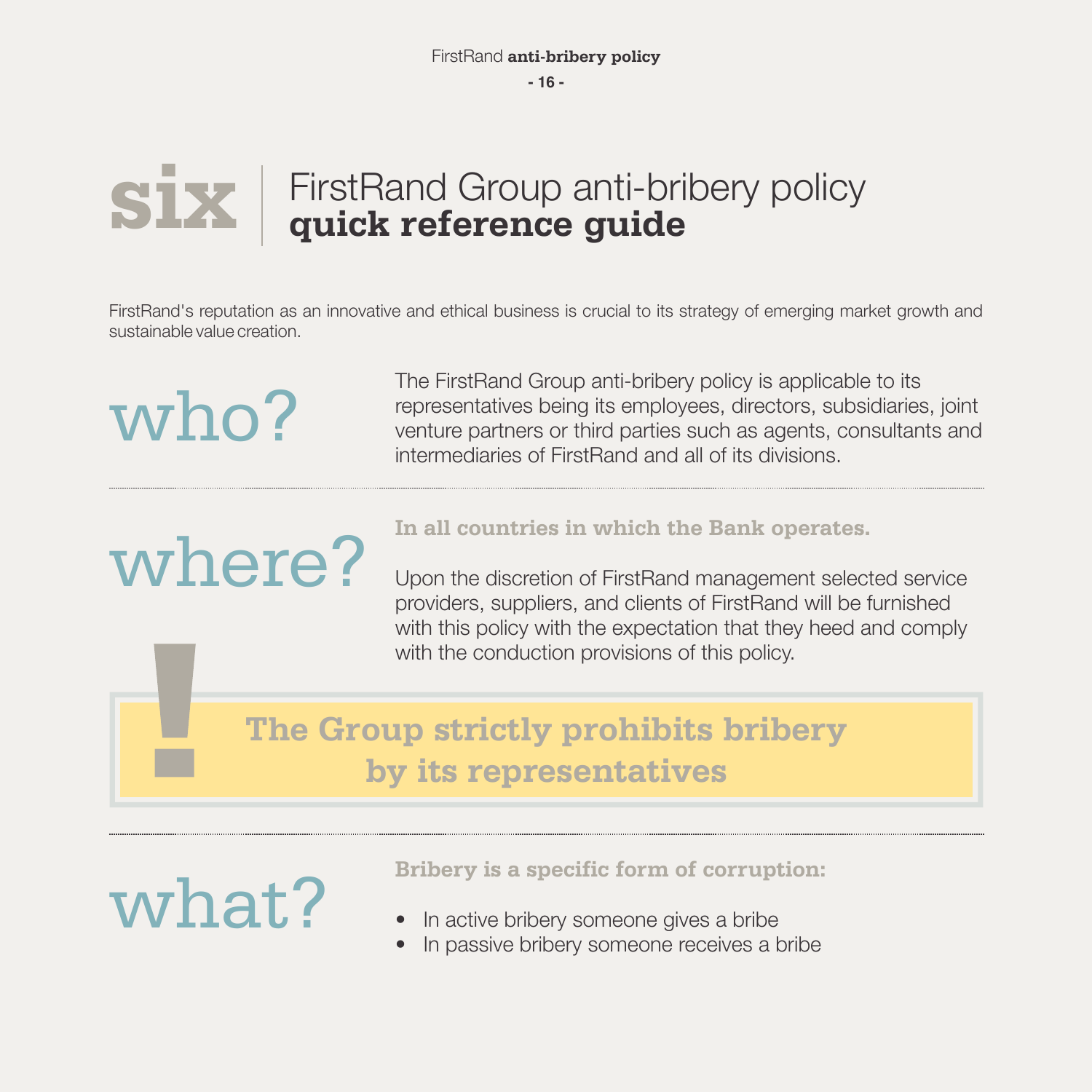# six | FirstRand Group anti-bribery policy **quick reference guide**

FirstRand's reputation as an innovative and ethical business is crucial to its strategy of emerging market growth and sustainable value creation.

## who?

The FirstRand Group anti-bribery policy is applicable to its representatives being its employees, directors, subsidiaries, joint venture partners or third parties such as agents, consultants and intermediaries of FirstRand and all of its divisions.

---

## where?

**In all countries in which the Bank operates.**

Upon the discretion of FirstRand management selected service providers, suppliers, and clients of FirstRand will be furnished with this policy with the expectation that they heed and comply with the conduction provisions of this policy.

**! The Group strictly prohibits bribery by its representatives**

---

## what?

**Bribery is a specific form of corruption:**

- In active bribery someone gives a bribe
- In passive bribery someone receives a bribe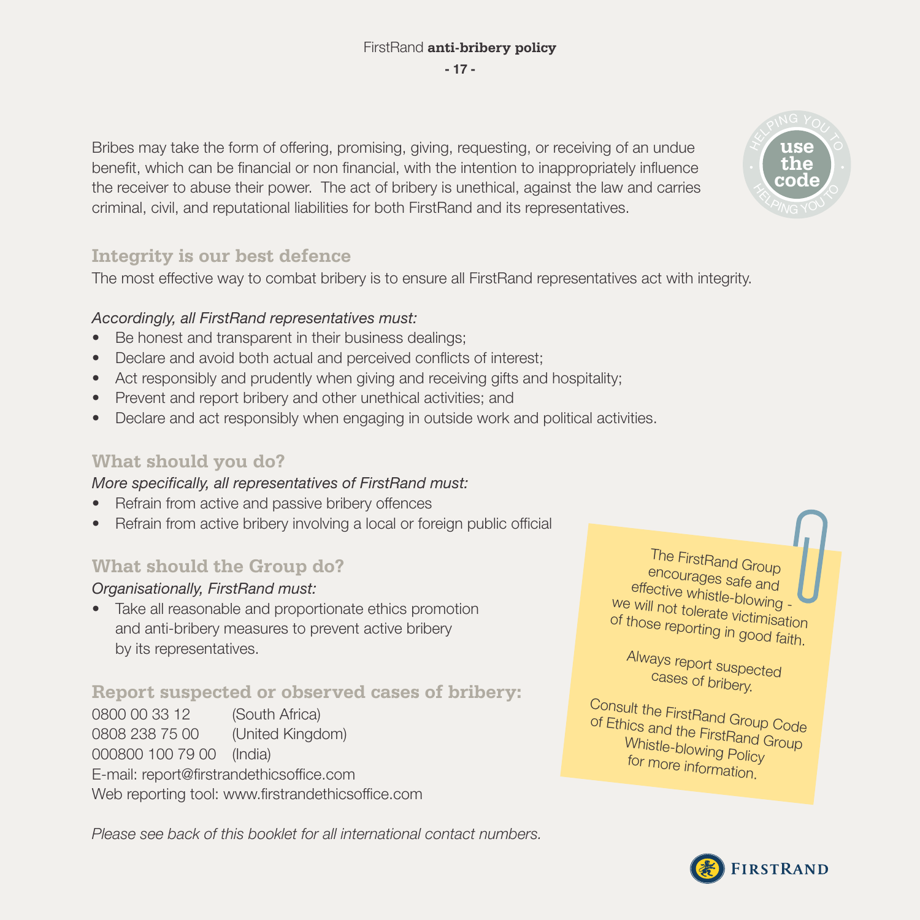Bribes may take the form of offering, promising, giving, requesting, or receiving of an undue benefit, which can be financial or non financial, with the intention to inappropriately influence the receiver to abuse their power. The act of bribery is unethical, against the law and carries criminal, civil, and reputational liabilities for both FirstRand and its representatives.

use the code

## Integrity is our best defence

The most effective way to combat bribery is to ensure all FirstRand representatives act with integrity.

*Accordingly, all FirstRand representatives must:*

- Be honest and transparent in their business dealings;
- Declare and avoid both actual and perceived conflicts of interest;
- Act responsibly and prudently when giving and receiving gifts and hospitality;
- Prevent and report bribery and other unethical activities; and
- Declare and act responsibly when engaging in outside work and political activities.

## What should you do?

*More specifically, all representatives of FirstRand must:*

- Refrain from active and passive bribery offences
- Refrain from active bribery involving a local or foreign public official

## What should the Group do?

*Organisationally, FirstRand must:*

- Take all reasonable and proportionate ethics promotion and anti-bribery measures to prevent active bribery by its representatives.

## Report suspected or observed cases of bribery:

0800 00 33 12 (South Africa)
0808 238 75 00 (United Kingdom)
000800 100 79 00 (India)
E-mail: report@firstrandethicsoffice.com
Web reporting tool: www.firstrandethicsoffice.com

*Please see back of this booklet for all international contact numbers.*

The FirstRand Group encourages safe and effective whistle-blowing - we will not tolerate victimisation of those reporting in good faith.

Always report suspected cases of bribery.

Consult the FirstRand Group Code of Ethics and the FirstRand Group Whistle-blowing Policy for more information.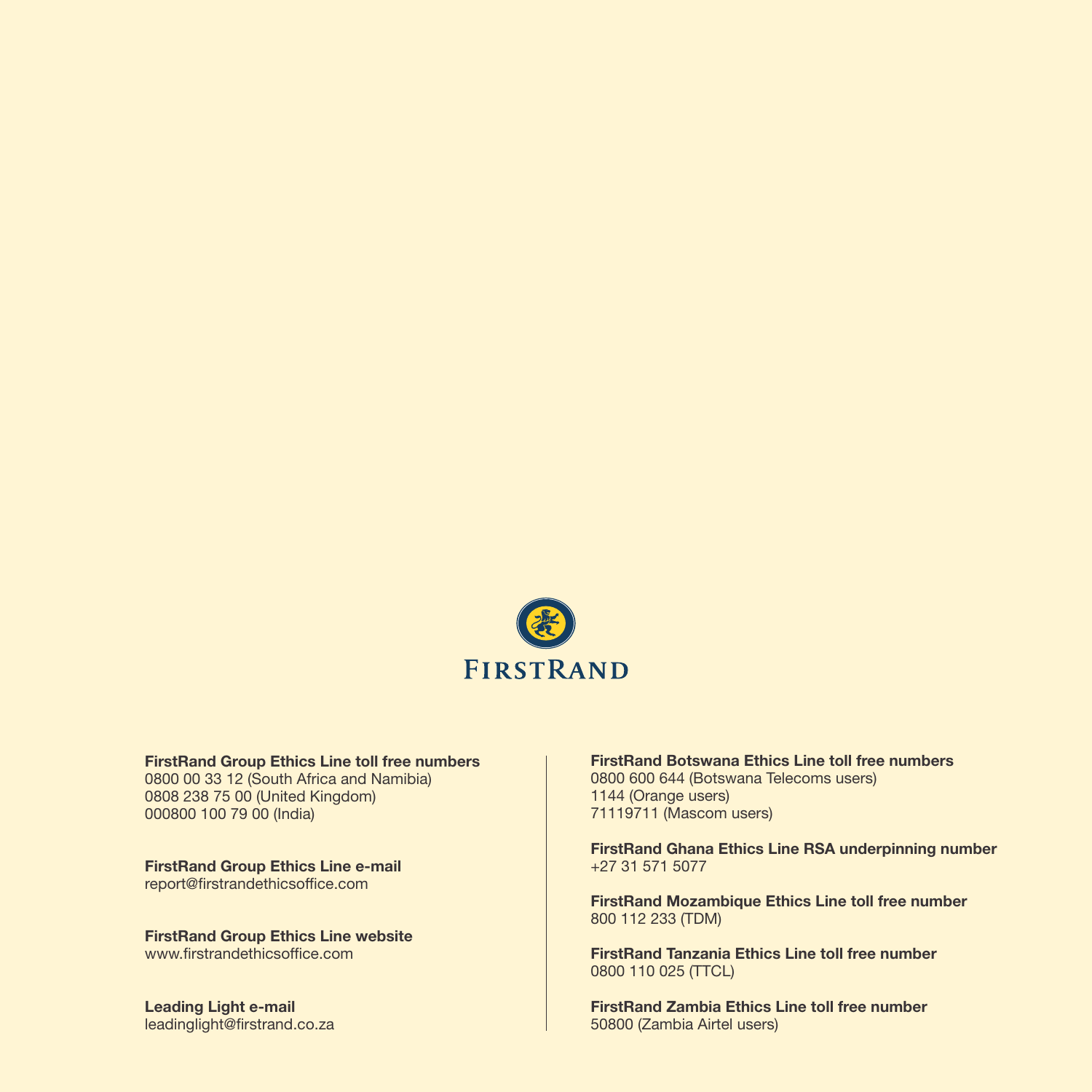FIRSTRAND

**FirstRand Group Ethics Line toll free numbers**
0800 00 33 12 (South Africa and Namibia)
0808 238 75 00 (United Kingdom)
000800 100 79 00 (India)

**FirstRand Group Ethics Line e-mail**
report@firstrandethicsoffice.com

**FirstRand Group Ethics Line website**
www.firstrandethicsoffice.com

**Leading Light e-mail**
leadinglight@firstrand.co.za

**FirstRand Botswana Ethics Line toll free numbers**
0800 600 644 (Botswana Telecoms users)
1144 (Orange users)
71119711 (Mascom users)

**FirstRand Ghana Ethics Line RSA underpinning number**
+27 31 571 5077

**FirstRand Mozambique Ethics Line toll free number**
800 112 233 (TDM)

**FirstRand Tanzania Ethics Line toll free number**
0800 110 025 (TTCL)

**FirstRand Zambia Ethics Line toll free number**
50800 (Zambia Airtel users)